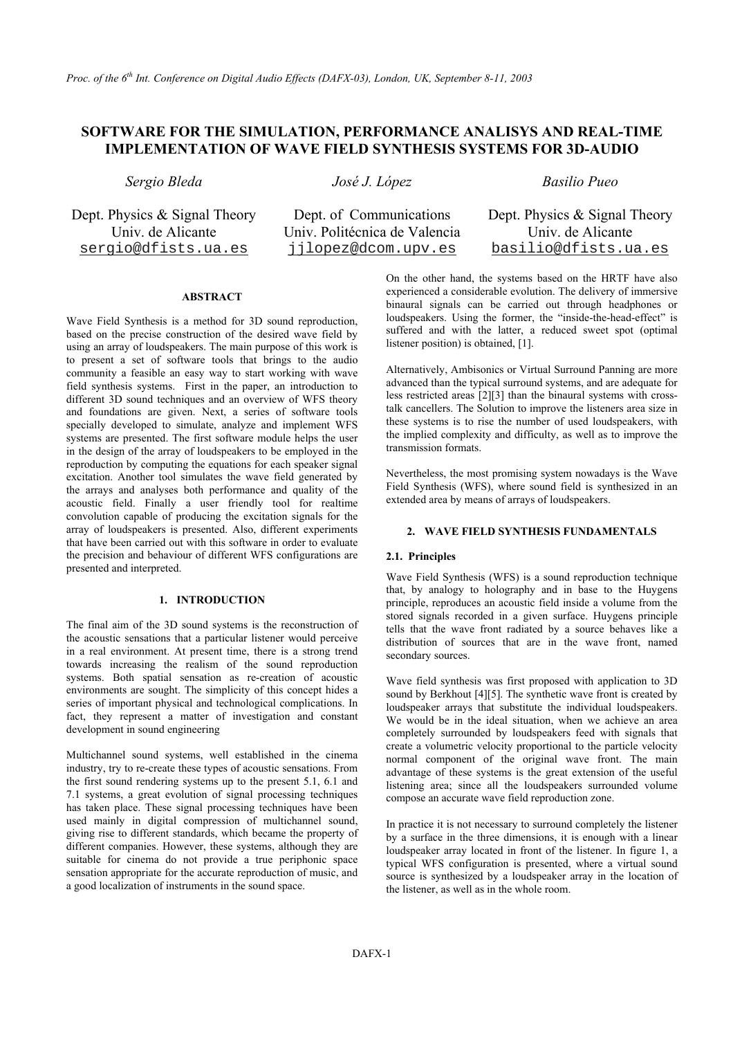# SOFTWARE FOR THE SIMULATION, PERFORMANCE ANALISYS AND REAL-TIME IMPLEMENTATION OF WAVE FIELD SYNTHESIS SYSTEMS FOR 3D-AUDIO

*Sergio Bleda*
Dept. Physics & Signal Theory
Univ. de Alicante
sergio@dfists.ua.es

*José J. López*
Dept. of Communications
Univ. Politécnica de Valencia
jjlopez@dcom.upv.es

*Basilio Pueo*
Dept. Physics & Signal Theory
Univ. de Alicante
basilio@dfists.ua.es

## ABSTRACT

Wave Field Synthesis is a method for 3D sound reproduction, based on the precise construction of the desired wave field by using an array of loudspeakers. The main purpose of this work is to present a set of software tools that brings to the audio community a feasible an easy way to start working with wave field synthesis systems. First in the paper, an introduction to different 3D sound techniques and an overview of WFS theory and foundations are given. Next, a series of software tools specially developed to simulate, analyze and implement WFS systems are presented. The first software module helps the user in the design of the array of loudspeakers to be employed in the reproduction by computing the equations for each speaker signal excitation. Another tool simulates the wave field generated by the arrays and analyses both performance and quality of the acoustic field. Finally a user friendly tool for realtime convolution capable of producing the excitation signals for the array of loudspeakers is presented. Also, different experiments that have been carried out with this software in order to evaluate the precision and behaviour of different WFS configurations are presented and interpreted.

## 1. INTRODUCTION

The final aim of the 3D sound systems is the reconstruction of the acoustic sensations that a particular listener would perceive in a real environment. At present time, there is a strong trend towards increasing the realism of the sound reproduction systems. Both spatial sensation as re-creation of acoustic environments are sought. The simplicity of this concept hides a series of important physical and technological complications. In fact, they represent a matter of investigation and constant development in sound engineering

Multichannel sound systems, well established in the cinema industry, try to re-create these types of acoustic sensations. From the first sound rendering systems up to the present 5.1, 6.1 and 7.1 systems, a great evolution of signal processing techniques has taken place. These signal processing techniques have been used mainly in digital compression of multichannel sound, giving rise to different standards, which became the property of different companies. However, these systems, although they are suitable for cinema do not provide a true periphonic space sensation appropriate for the accurate reproduction of music, and a good localization of instruments in the sound space.

On the other hand, the systems based on the HRTF have also experienced a considerable evolution. The delivery of immersive binaural signals can be carried out through headphones or loudspeakers. Using the former, the "inside-the-head-effect" is suffered and with the latter, a reduced sweet spot (optimal listener position) is obtained, [1].

Alternatively, Ambisonics or Virtual Surround Panning are more advanced than the typical surround systems, and are adequate for less restricted areas [2][3] than the binaural systems with cross-talk cancellers. The Solution to improve the listeners area size in these systems is to rise the number of used loudspeakers, with the implied complexity and difficulty, as well as to improve the transmission formats.

Nevertheless, the most promising system nowadays is the Wave Field Synthesis (WFS), where sound field is synthesized in an extended area by means of arrays of loudspeakers.

## 2. WAVE FIELD SYNTHESIS FUNDAMENTALS

### 2.1. Principles

Wave Field Synthesis (WFS) is a sound reproduction technique that, by analogy to holography and in base to the Huygens principle, reproduces an acoustic field inside a volume from the stored signals recorded in a given surface. Huygens principle tells that the wave front radiated by a source behaves like a distribution of sources that are in the wave front, named secondary sources.

Wave field synthesis was first proposed with application to 3D sound by Berkhout [4][5]. The synthetic wave front is created by loudspeaker arrays that substitute the individual loudspeakers. We would be in the ideal situation, when we achieve an area completely surrounded by loudspeakers feed with signals that create a volumetric velocity proportional to the particle velocity normal component of the original wave front. The main advantage of these systems is the great extension of the useful listening area; since all the loudspeakers surrounded volume compose an accurate wave field reproduction zone.

In practice it is not necessary to surround completely the listener by a surface in the three dimensions, it is enough with a linear loudspeaker array located in front of the listener. In figure 1, a typical WFS configuration is presented, where a virtual sound source is synthesized by a loudspeaker array in the location of the listener, as well as in the whole room.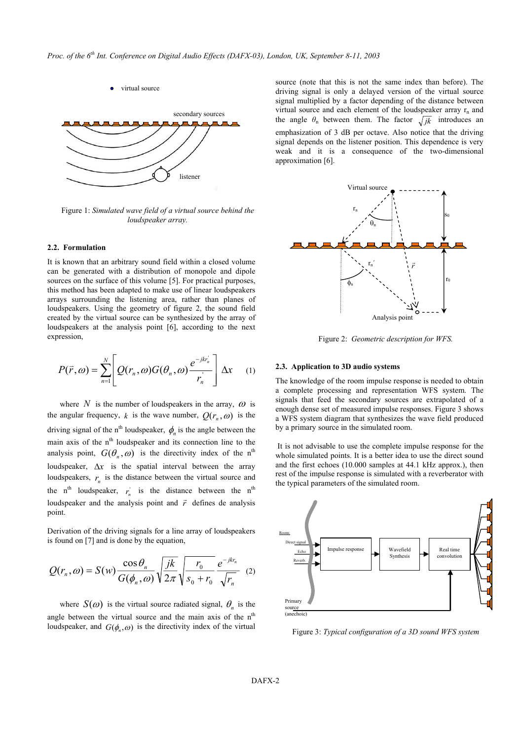Figure 1: *Simulated wave field of a virtual source behind the loudspeaker array.*

### 2.2. Formulation

It is known that an arbitrary sound field within a closed volume can be generated with a distribution of monopole and dipole sources on the surface of this volume [5]. For practical purposes, this method has been adapted to make use of linear loudspeakers arrays surrounding the listening area, rather than planes of loudspeakers. Using the geometry of figure 2, the sound field created by the virtual source can be synthesized by the array of loudspeakers at the analysis point [6], according to the next expression,

$$P(\vec{r},\omega) = \sum_{n=1}^{N} \left[ Q(r_n,\omega) G(\theta_n,\omega) \frac{e^{-jkr_n^{'}}}{r_n^{'}} \right] \Delta x \quad (1)$$

where $N$ is the number of loudspeakers in the array, $\omega$ is the angular frequency, $k$ is the wave number, $Q(r_n,\omega)$ is the driving signal of the n[th] loudspeaker, $\phi_n$ is the angle between the main axis of the n[th] loudspeaker and its connection line to the analysis point, $G(\theta_n,\omega)$ is the directivity index of the n[th] loudspeaker, $\Delta x$ is the spatial interval between the array loudspeakers, $r_n$ is the distance between the virtual source and the n[th] loudspeaker, $r_n^{'}$ is the distance between the n[th] loudspeaker and the analysis point and $\vec{r}$ defines de analysis point.

Derivation of the driving signals for a line array of loudspeakers is found on [7] and is done by the equation,

$$Q(r_n,\omega) = S(w) \frac{\cos\theta_n}{G(\phi_n,\omega)} \sqrt{\frac{jk}{2\pi}} \sqrt{\frac{r_0}{s_0 + r_0}} \frac{e^{-jkr_n}}{\sqrt{r_n}} \quad (2)$$

where $S(\omega)$ is the virtual source radiated signal, $\theta_n$ is the angle between the virtual source and the main axis of the n[th] loudspeaker, and $G(\phi_n,\omega)$ is the directivity index of the virtual source (note that this is not the same index than before). The driving signal is only a delayed version of the virtual source signal multiplied by a factor depending of the distance between virtual source and each element of the loudspeaker array $r_n$ and the angle $\theta_n$ between them. The factor $\sqrt{jk}$ introduces an emphasization of 3 dB per octave. Also notice that the driving signal depends on the listener position. This dependence is very weak and it is a consequence of the two-dimensional approximation [6].

Figure 2: *Geometric description for WFS.*

### 2.3. Application to 3D audio systems

The knowledge of the room impulse response is needed to obtain a complete processing and representation WFS system. The signals that feed the secondary sources are extrapolated of a enough dense set of measured impulse responses. Figure 3 shows a WFS system diagram that synthesizes the wave field produced by a primary source in the simulated room.

It is not advisable to use the complete impulse response for the whole simulated points. It is a better idea to use the direct sound and the first echoes (10.000 samples at 44.1 kHz approx.), then rest of the impulse response is simulated with a reverberator with the typical parameters of the simulated room.

Figure 3: *Typical configuration of a 3D sound WFS system*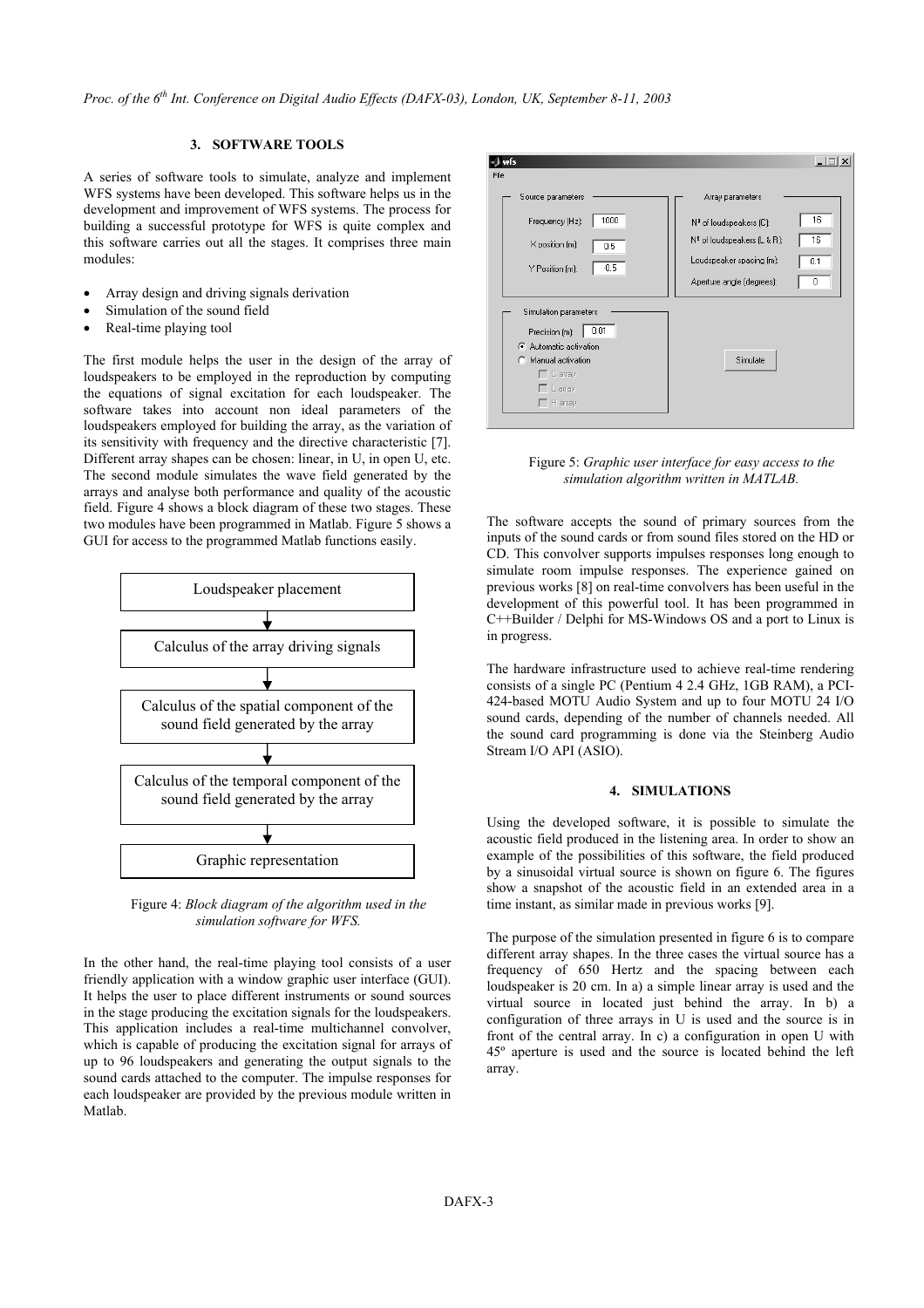## 3. SOFTWARE TOOLS

A series of software tools to simulate, analyze and implement WFS systems have been developed. This software helps us in the development and improvement of WFS systems. The process for building a successful prototype for WFS is quite complex and this software carries out all the stages. It comprises three main modules:

- Array design and driving signals derivation
- Simulation of the sound field
- Real-time playing tool

The first module helps the user in the design of the array of loudspeakers to be employed in the reproduction by computing the equations of signal excitation for each loudspeaker. The software takes into account non ideal parameters of the loudspeakers employed for building the array, as the variation of its sensitivity with frequency and the directive characteristic [7]. Different array shapes can be chosen: linear, in U, in open U, etc. The second module simulates the wave field generated by the arrays and analyse both performance and quality of the acoustic field. Figure 4 shows a block diagram of these two stages. These two modules have been programmed in Matlab. Figure 5 shows a GUI for access to the programmed Matlab functions easily.

Loudspeaker placement
↓
Calculus of the array driving signals
↓
Calculus of the spatial component of the sound field generated by the array
↓
Calculus of the temporal component of the sound field generated by the array
↓
Graphic representation

Figure 4: *Block diagram of the algorithm used in the simulation software for WFS.*

In the other hand, the real-time playing tool consists of a user friendly application with a window graphic user interface (GUI). It helps the user to place different instruments or sound sources in the stage producing the excitation signals for the loudspeakers. This application includes a real-time multichannel convolver, which is capable of producing the excitation signal for arrays of up to 96 loudspeakers and generating the output signals to the sound cards attached to the computer. The impulse responses for each loudspeaker are provided by the previous module written in Matlab.

wfs
File

Source parameters
Frequency (Hz): 1000
X position (m): 0.5
Y Position (m): 0.5

Array parameters
Nº of loudspeakers (C): 16
Nº of loudspeakers (L & R): 16
Loudspeaker spacing (m): 0.1
Aperture angle (degrees): 0

Simulation parameters
Precision (m): 0.01
Automatic activation
Manual activation
C array
L array
R array

Simulate

Figure 5: *Graphic user interface for easy access to the simulation algorithm written in MATLAB.*

The software accepts the sound of primary sources from the inputs of the sound cards or from sound files stored on the HD or CD. This convolver supports impulses responses long enough to simulate room impulse responses. The experience gained on previous works [8] on real-time convolvers has been useful in the development of this powerful tool. It has been programmed in C++Builder / Delphi for MS-Windows OS and a port to Linux is in progress.

The hardware infrastructure used to achieve real-time rendering consists of a single PC (Pentium 4 2.4 GHz, 1GB RAM), a PCI-424-based MOTU Audio System and up to four MOTU 24 I/O sound cards, depending of the number of channels needed. All the sound card programming is done via the Steinberg Audio Stream I/O API (ASIO).

## 4. SIMULATIONS

Using the developed software, it is possible to simulate the acoustic field produced in the listening area. In order to show an example of the possibilities of this software, the field produced by a sinusoidal virtual source is shown on figure 6. The figures show a snapshot of the acoustic field in an extended area in a time instant, as similar made in previous works [9].

The purpose of the simulation presented in figure 6 is to compare different array shapes. In the three cases the virtual source has a frequency of 650 Hertz and the spacing between each loudspeaker is 20 cm. In a) a simple linear array is used and the virtual source in located just behind the array. In b) a configuration of three arrays in U is used and the source is in front of the central array. In c) a configuration in open U with 45º aperture is used and the source is located behind the left array.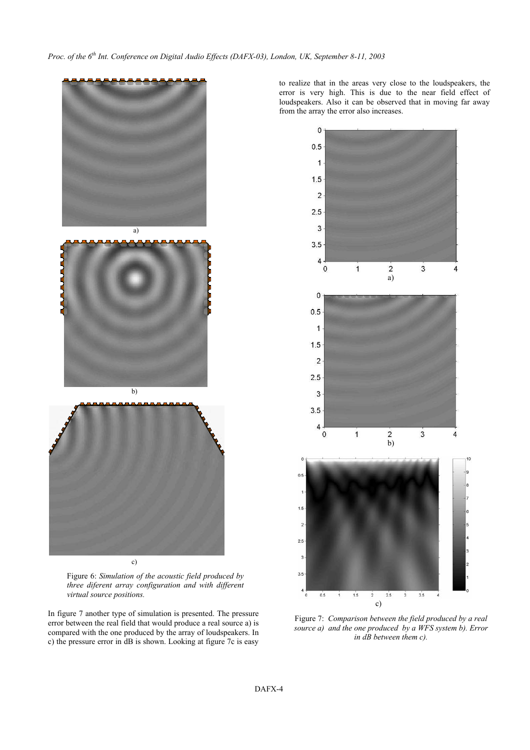a)

b)

c)

Figure 6: *Simulation of the acoustic field produced by three diferent array configuration and with different virtual source positions.*

In figure 7 another type of simulation is presented. The pressure error between the real field that would produce a real source a) is compared with the one produced by the array of loudspeakers. In c) the pressure error in dB is shown. Looking at figure 7c is easy to realize that in the areas very close to the loudspeakers, the error is very high. This is due to the near field effect of loudspeakers. Also it can be observed that in moving far away from the array the error also increases.

a)

b)

c)

Figure 7: *Comparison between the field produced by a real source a) and the one produced by a WFS system b). Error in dB between them c).*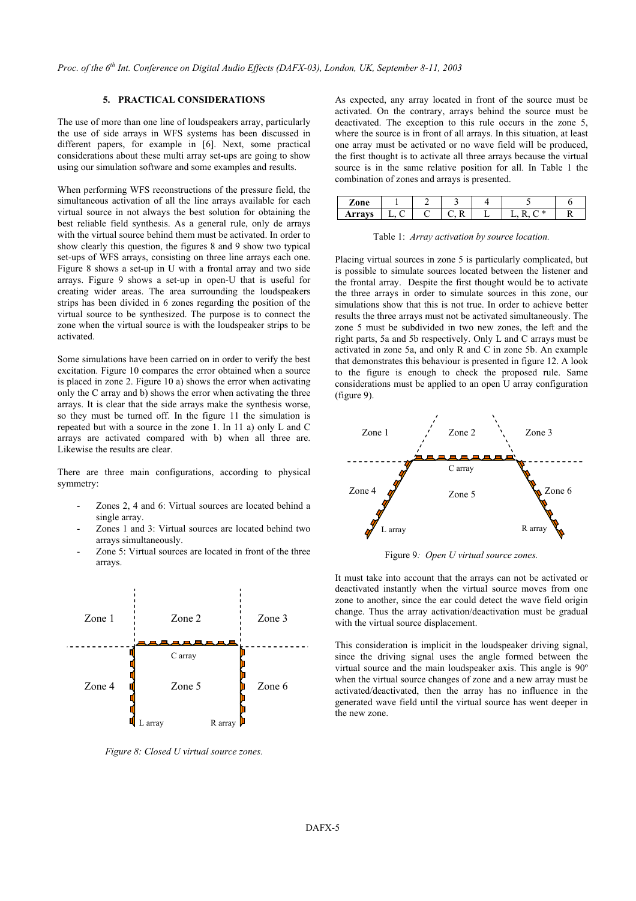## 5. PRACTICAL CONSIDERATIONS

The use of more than one line of loudspeakers array, particularly the use of side arrays in WFS systems has been discussed in different papers, for example in [6]. Next, some practical considerations about these multi array set-ups are going to show using our simulation software and some examples and results.

When performing WFS reconstructions of the pressure field, the simultaneous activation of all the line arrays available for each virtual source in not always the best solution for obtaining the best reliable field synthesis. As a general rule, only de arrays with the virtual source behind them must be activated. In order to show clearly this question, the figures 8 and 9 show two typical set-ups of WFS arrays, consisting on three line arrays each one. Figure 8 shows a set-up in U with a frontal array and two side arrays. Figure 9 shows a set-up in open-U that is useful for creating wider areas. The area surrounding the loudspeakers strips has been divided in 6 zones regarding the position of the virtual source to be synthesized. The purpose is to connect the zone when the virtual source is with the loudspeaker strips to be activated.

Some simulations have been carried on in order to verify the best excitation. Figure 10 compares the error obtained when a source is placed in zone 2. Figure 10 a) shows the error when activating only the C array and b) shows the error when activating the three arrays. It is clear that the side arrays make the synthesis worse, so they must be turned off. In the figure 11 the simulation is repeated but with a source in the zone 1. In 11 a) only L and C arrays are activated compared with b) when all three are. Likewise the results are clear.

There are three main configurations, according to physical symmetry:

- Zones 2, 4 and 6: Virtual sources are located behind a single array.
- Zones 1 and 3: Virtual sources are located behind two arrays simultaneously.
- Zone 5: Virtual sources are located in front of the three arrays.

Zone 1 | Zone 2 | Zone 3
C array
Zone 4 | Zone 5 | Zone 6
L array | R array

*Figure 8: Closed U virtual source zones.*

As expected, any array located in front of the source must be activated. On the contrary, arrays behind the source must be deactivated. The exception to this rule occurs in the zone 5, where the source is in front of all arrays. In this situation, at least one array must be activated or no wave field will be produced, the first thought is to activate all three arrays because the virtual source is in the same relative position for all. In Table 1 the combination of zones and arrays is presented.

| Zone | 1 | 2 | 3 | 4 | 5 | 6 |
|---|---|---|---|---|---|---|
| Arrays | L, C | C | C, R | L | L, R, C * | R |

Table 1: *Array activation by source location.*

Placing virtual sources in zone 5 is particularly complicated, but is possible to simulate sources located between the listener and the frontal array. Despite the first thought would be to activate the three arrays in order to simulate sources in this zone, our simulations show that this is not true. In order to achieve better results the three arrays must not be activated simultaneously. The zone 5 must be subdivided in two new zones, the left and the right parts, 5a and 5b respectively. Only L and C arrays must be activated in zone 5a, and only R and C in zone 5b. An example that demonstrates this behaviour is presented in figure 12. A look to the figure is enough to check the proposed rule. Same considerations must be applied to an open U array configuration (figure 9).

Zone 1 | Zone 2 | Zone 3
C array
Zone 4 | Zone 5 | Zone 6
L array | R array

Figure 9*: Open U virtual source zones.*

It must take into account that the arrays can not be activated or deactivated instantly when the virtual source moves from one zone to another, since the ear could detect the wave field origin change. Thus the array activation/deactivation must be gradual with the virtual source displacement.

This consideration is implicit in the loudspeaker driving signal, since the driving signal uses the angle formed between the virtual source and the main loudspeaker axis. This angle is 90º when the virtual source changes of zone and a new array must be activated/deactivated, then the array has no influence in the generated wave field until the virtual source has went deeper in the new zone.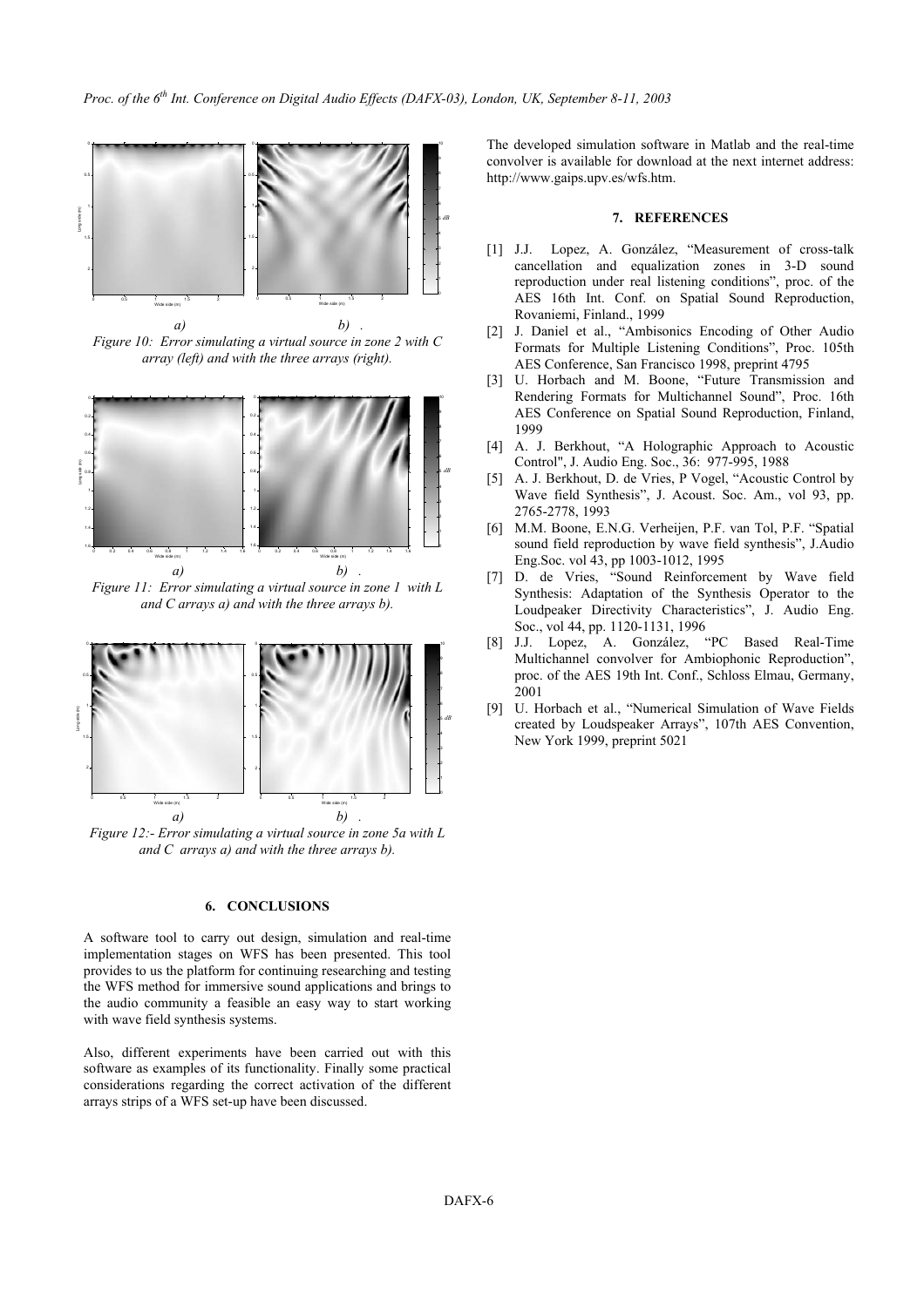a) b) .

*Figure 10: Error simulating a virtual source in zone 2 with C array (left) and with the three arrays (right).*

a) b) .

*Figure 11: Error simulating a virtual source in zone 1 with L and C arrays a) and with the three arrays b).*

a) b) .

*Figure 12:- Error simulating a virtual source in zone 5a with L and C arrays a) and with the three arrays b).*

## 6. CONCLUSIONS

A software tool to carry out design, simulation and real-time implementation stages on WFS has been presented. This tool provides to us the platform for continuing researching and testing the WFS method for immersive sound applications and brings to the audio community a feasible an easy way to start working with wave field synthesis systems.

Also, different experiments have been carried out with this software as examples of its functionality. Finally some practical considerations regarding the correct activation of the different arrays strips of a WFS set-up have been discussed.

The developed simulation software in Matlab and the real-time convolver is available for download at the next internet address: http://www.gaips.upv.es/wfs.htm.

## 7. REFERENCES

[1] J.J. Lopez, A. González, "Measurement of cross-talk cancellation and equalization zones in 3-D sound reproduction under real listening conditions", proc. of the AES 16th Int. Conf. on Spatial Sound Reproduction, Rovaniemi, Finland., 1999

[2] J. Daniel et al., "Ambisonics Encoding of Other Audio Formats for Multiple Listening Conditions", Proc. 105th AES Conference, San Francisco 1998, preprint 4795

[3] U. Horbach and M. Boone, "Future Transmission and Rendering Formats for Multichannel Sound", Proc. 16th AES Conference on Spatial Sound Reproduction, Finland, 1999

[4] A. J. Berkhout, "A Holographic Approach to Acoustic Control", J. Audio Eng. Soc., 36: 977-995, 1988

[5] A. J. Berkhout, D. de Vries, P Vogel, "Acoustic Control by Wave field Synthesis", J. Acoust. Soc. Am., vol 93, pp. 2765-2778, 1993

[6] M.M. Boone, E.N.G. Verheijen, P.F. van Tol, P.F. "Spatial sound field reproduction by wave field synthesis", J.Audio Eng.Soc. vol 43, pp 1003-1012, 1995

[7] D. de Vries, "Sound Reinforcement by Wave field Synthesis: Adaptation of the Synthesis Operator to the Loudpeaker Directivity Characteristics", J. Audio Eng. Soc., vol 44, pp. 1120-1131, 1996

[8] J.J. Lopez, A. González, "PC Based Real-Time Multichannel convolver for Ambiophonic Reproduction", proc. of the AES 19th Int. Conf., Schloss Elmau, Germany, 2001

[9] U. Horbach et al., "Numerical Simulation of Wave Fields created by Loudspeaker Arrays", 107th AES Convention, New York 1999, preprint 5021